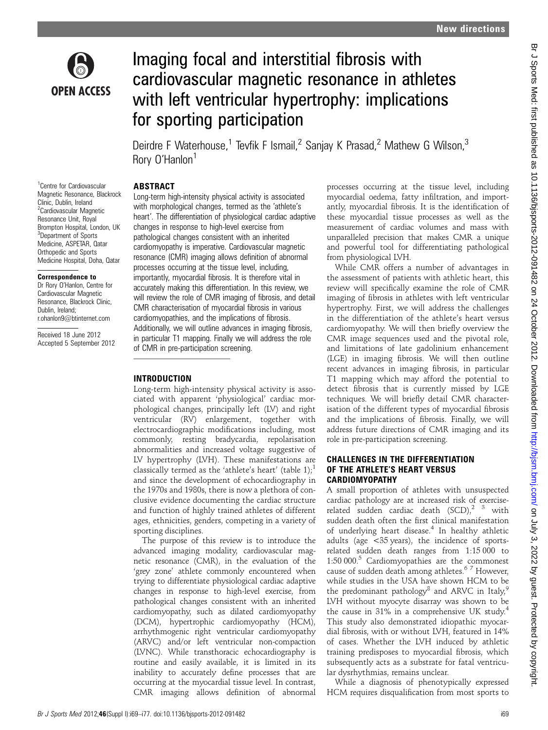# Imaging focal and interstitial fibrosis with cardiovascular magnetic resonance in athletes with left ventricular hypertrophy: implications for sporting participation

Deirdre F Waterhouse,[1] Tevfik F Ismail,[2] Sanjay K Prasad,[2] Mathew G Wilson,[3] Rory O'Hanlon[1]

[1]Centre for Cardiovascular Magnetic Resonance, Blackrock Clinic, Dublin, Ireland
[2]Cardiovascular Magnetic Resonance Unit, Royal Brompton Hospital, London, UK
[3]Department of Sports Medicine, ASPETAR, Qatar Orthopedic and Sports Medicine Hospital, Doha, Qatar

**Correspondence to**
Dr Rory O'Hanlon, Centre for Cardiovascular Magnetic Resonance, Blackrock Clinic, Dublin, Ireland; r.ohanlon9@btinternet.com

Received 18 June 2012
Accepted 5 September 2012

## ABSTRACT

Long-term high-intensity physical activity is associated with morphological changes, termed as the 'athlete's heart'. The differentiation of physiological cardiac adaptive changes in response to high-level exercise from pathological changes consistent with an inherited cardiomyopathy is imperative. Cardiovascular magnetic resonance (CMR) imaging allows definition of abnormal processes occurring at the tissue level, including, importantly, myocardial fibrosis. It is therefore vital in accurately making this differentiation. In this review, we will review the role of CMR imaging of fibrosis, and detail CMR characterisation of myocardial fibrosis in various cardiomyopathies, and the implications of fibrosis. Additionally, we will outline advances in imaging fibrosis, in particular T1 mapping. Finally we will address the role of CMR in pre-participation screening.

## INTRODUCTION

Long-term high-intensity physical activity is associated with apparent 'physiological' cardiac morphological changes, principally left (LV) and right ventricular (RV) enlargement, together with electrocardiographic modifications including, most commonly, resting bradycardia, repolarisation abnormalities and increased voltage suggestive of LV hypertrophy (LVH). These manifestations are classically termed as the 'athlete's heart' (table 1);[1] and since the development of echocardiography in the 1970s and 1980s, there is now a plethora of conclusive evidence documenting the cardiac structure and function of highly trained athletes of different ages, ethnicities, genders, competing in a variety of sporting disciplines.

The purpose of this review is to introduce the advanced imaging modality, cardiovascular magnetic resonance (CMR), in the evaluation of the 'grey zone' athlete commonly encountered when trying to differentiate physiological cardiac adaptive changes in response to high-level exercise, from pathological changes consistent with an inherited cardiomyopathy, such as dilated cardiomyopathy (DCM), hypertrophic cardiomyopathy (HCM), arrhythmogenic right ventricular cardiomyopathy (ARVC) and/or left ventricular non-compaction (LVNC). While transthoracic echocardiography is routine and easily available, it is limited in its inability to accurately define processes that are occurring at the myocardial tissue level. In contrast, CMR imaging allows definition of abnormal processes occurring at the tissue level, including myocardial oedema, fatty infiltration, and importantly, myocardial fibrosis. It is the identification of these myocardial tissue processes as well as the measurement of cardiac volumes and mass with unparalleled precision that makes CMR a unique and powerful tool for differentiating pathological from physiological LVH.

While CMR offers a number of advantages in the assessment of patients with athletic heart, this review will specifically examine the role of CMR imaging of fibrosis in athletes with left ventricular hypertrophy. First, we will address the challenges in the differentiation of the athlete's heart versus cardiomyopathy. We will then briefly overview the CMR image sequences used and the pivotal role, and limitations of late gadolinium enhancement (LGE) in imaging fibrosis. We will then outline recent advances in imaging fibrosis, in particular T1 mapping which may afford the potential to detect fibrosis that is currently missed by LGE techniques. We will briefly detail CMR characterisation of the different types of myocardial fibrosis and the implications of fibrosis. Finally, we will address future directions of CMR imaging and its role in pre-participation screening.

## CHALLENGES IN THE DIFFERENTIATION OF THE ATHLETE'S HEART VERSUS CARDIOMYOPATHY

A small proportion of athletes with unsuspected cardiac pathology are at increased risk of exercise-related sudden cardiac death (SCD),[2 3] with sudden death often the first clinical manifestation of underlying heart disease.[4] In healthy athletic adults (age <35 years), the incidence of sports-related sudden death ranges from 1:15 000 to 1:50 000.[5] Cardiomyopathies are the commonest cause of sudden death among athletes.[6 7] However, while studies in the USA have shown HCM to be the predominant pathology[8] and ARVC in Italy,[9] LVH without myocyte disarray was shown to be the cause in 31% in a comprehensive UK study.[4] This study also demonstrated idiopathic myocardial fibrosis, with or without LVH, featured in 14% of cases. Whether the LVH induced by athletic training predisposes to myocardial fibrosis, which subsequently acts as a substrate for fatal ventricular dysrhythmias, remains unclear.

While a diagnosis of phenotypically expressed HCM requires disqualification from most sports to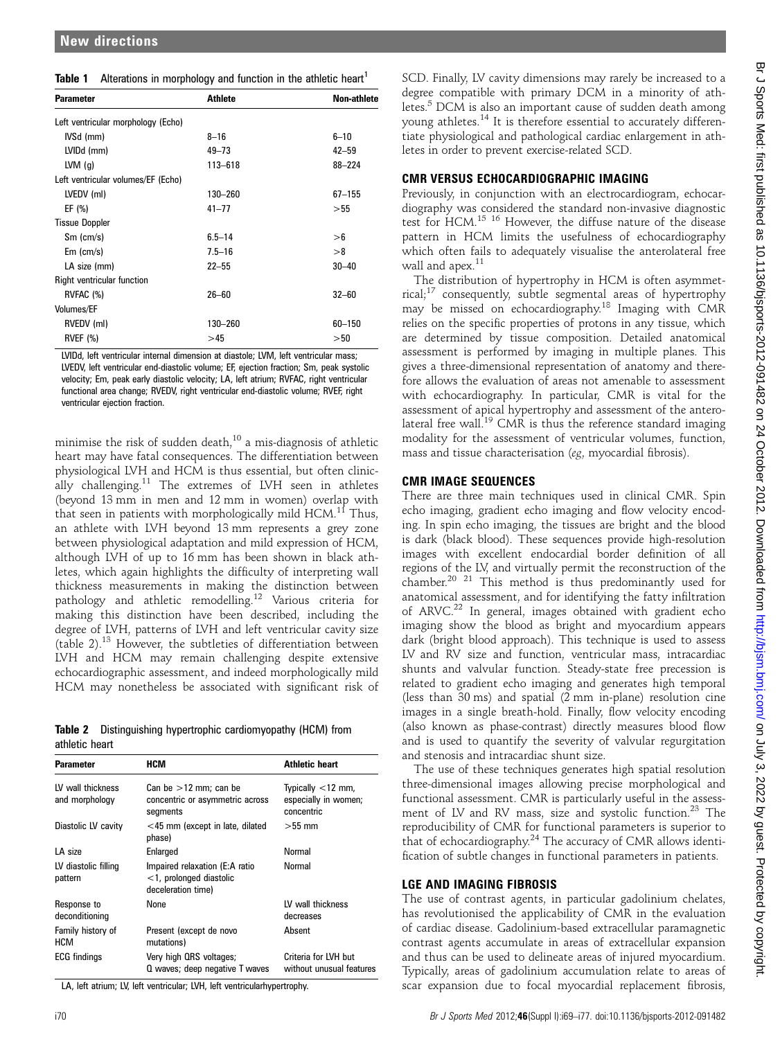**Table 1** Alterations in morphology and function in the athletic heart[1]

| Parameter | Athlete | Non-athlete |
|---|---|---|
| Left ventricular morphology (Echo) | | |
| IVSd (mm) | 8–16 | 6–10 |
| LVIDd (mm) | 49–73 | 42–59 |
| LVM (g) | 113–618 | 88–224 |
| Left ventricular volumes/EF (Echo) | | |
| LVEDV (ml) | 130–260 | 67–155 |
| EF (%) | 41–77 | >55 |
| Tissue Doppler | | |
| Sm (cm/s) | 6.5–14 | >6 |
| Em (cm/s) | 7.5–16 | >8 |
| LA size (mm) | 22–55 | 30–40 |
| Right ventricular function | | |
| RVFAC (%) | 26–60 | 32–60 |
| Volumes/EF | | |
| RVEDV (ml) | 130–260 | 60–150 |
| RVEF (%) | >45 | >50 |

LVIDd, left ventricular internal dimension at diastole; LVM, left ventricular mass; LVEDV, left ventricular end-diastolic volume; EF, ejection fraction; Sm, peak systolic velocity; Em, peak early diastolic velocity; LA, left atrium; RVFAC, right ventricular functional area change; RVEDV, right ventricular end-diastolic volume; RVEF, right ventricular ejection fraction.

minimise the risk of sudden death,[10] a mis-diagnosis of athletic heart may have fatal consequences. The differentiation between physiological LVH and HCM is thus essential, but often clinically challenging.[11] The extremes of LVH seen in athletes (beyond 13 mm in men and 12 mm in women) overlap with that seen in patients with morphologically mild HCM.[11] Thus, an athlete with LVH beyond 13 mm represents a grey zone between physiological adaptation and mild expression of HCM, although LVH of up to 16 mm has been shown in black athletes, which again highlights the difficulty of interpreting wall thickness measurements in making the distinction between pathology and athletic remodelling.[12] Various criteria for making this distinction have been described, including the degree of LVH, patterns of LVH and left ventricular cavity size (table 2).[13] However, the subtleties of differentiation between LVH and HCM may remain challenging despite extensive echocardiographic assessment, and indeed morphologically mild HCM may nonetheless be associated with significant risk of SCD. Finally, LV cavity dimensions may rarely be increased to a degree compatible with primary DCM in a minority of athletes.[5] DCM is also an important cause of sudden death among young athletes.[14] It is therefore essential to accurately differentiate physiological and pathological cardiac enlargement in athletes in order to prevent exercise-related SCD.

**Table 2** Distinguishing hypertrophic cardiomyopathy (HCM) from athletic heart

| Parameter | HCM | Athletic heart |
|---|---|---|
| LV wall thickness and morphology | Can be >12 mm; can be concentric or asymmetric across segments | Typically <12 mm, especially in women; concentric |
| Diastolic LV cavity | <45 mm (except in late, dilated phase) | >55 mm |
| LA size | Enlarged | Normal |
| LV diastolic filling pattern | Impaired relaxation (E:A ratio <1, prolonged diastolic deceleration time) | Normal |
| Response to deconditioning | None | LV wall thickness decreases |
| Family history of HCM | Present (except de novo mutations) | Absent |
| ECG findings | Very high QRS voltages; Q waves; deep negative T waves | Criteria for LVH but without unusual features |

LA, left atrium; LV, left ventricular; LVH, left ventricularhypertrophy.

## CMR VERSUS ECHOCARDIOGRAPHIC IMAGING

Previously, in conjunction with an electrocardiogram, echocardiography was considered the standard non-invasive diagnostic test for HCM.[15,16] However, the diffuse nature of the disease pattern in HCM limits the usefulness of echocardiography which often fails to adequately visualise the anterolateral free wall and apex.[11]

The distribution of hypertrophy in HCM is often asymmetrical;[17] consequently, subtle segmental areas of hypertrophy may be missed on echocardiography.[18] Imaging with CMR relies on the specific properties of protons in any tissue, which are determined by tissue composition. Detailed anatomical assessment is performed by imaging in multiple planes. This gives a three-dimensional representation of anatomy and therefore allows the evaluation of areas not amenable to assessment with echocardiography. In particular, CMR is vital for the assessment of apical hypertrophy and assessment of the anterolateral free wall.[19] CMR is thus the reference standard imaging modality for the assessment of ventricular volumes, function, mass and tissue characterisation (*eg*, myocardial fibrosis).

## CMR IMAGE SEQUENCES

There are three main techniques used in clinical CMR. Spin echo imaging, gradient echo imaging and flow velocity encoding. In spin echo imaging, the tissues are bright and the blood is dark (black blood). These sequences provide high-resolution images with excellent endocardial border definition of all regions of the LV, and virtually permit the reconstruction of the chamber.[20,21] This method is thus predominantly used for anatomical assessment, and for identifying the fatty infiltration of ARVC.[22] In general, images obtained with gradient echo imaging show the blood as bright and myocardium appears dark (bright blood approach). This technique is used to assess LV and RV size and function, ventricular mass, intracardiac shunts and valvular function. Steady-state free precession is related to gradient echo imaging and generates high temporal (less than 30 ms) and spatial (2 mm in-plane) resolution cine images in a single breath-hold. Finally, flow velocity encoding (also known as phase-contrast) directly measures blood flow and is used to quantify the severity of valvular regurgitation and stenosis and intracardiac shunt size.

The use of these techniques generates high spatial resolution three-dimensional images allowing precise morphological and functional assessment. CMR is particularly useful in the assessment of LV and RV mass, size and systolic function.[23] The reproducibility of CMR for functional parameters is superior to that of echocardiography.[24] The accuracy of CMR allows identification of subtle changes in functional parameters in patients.

## LGE AND IMAGING FIBROSIS

The use of contrast agents, in particular gadolinium chelates, has revolutionised the applicability of CMR in the evaluation of cardiac disease. Gadolinium-based extracellular paramagnetic contrast agents accumulate in areas of extracellular expansion and thus can be used to delineate areas of injured myocardium. Typically, areas of gadolinium accumulation relate to areas of scar expansion due to focal myocardial replacement fibrosis,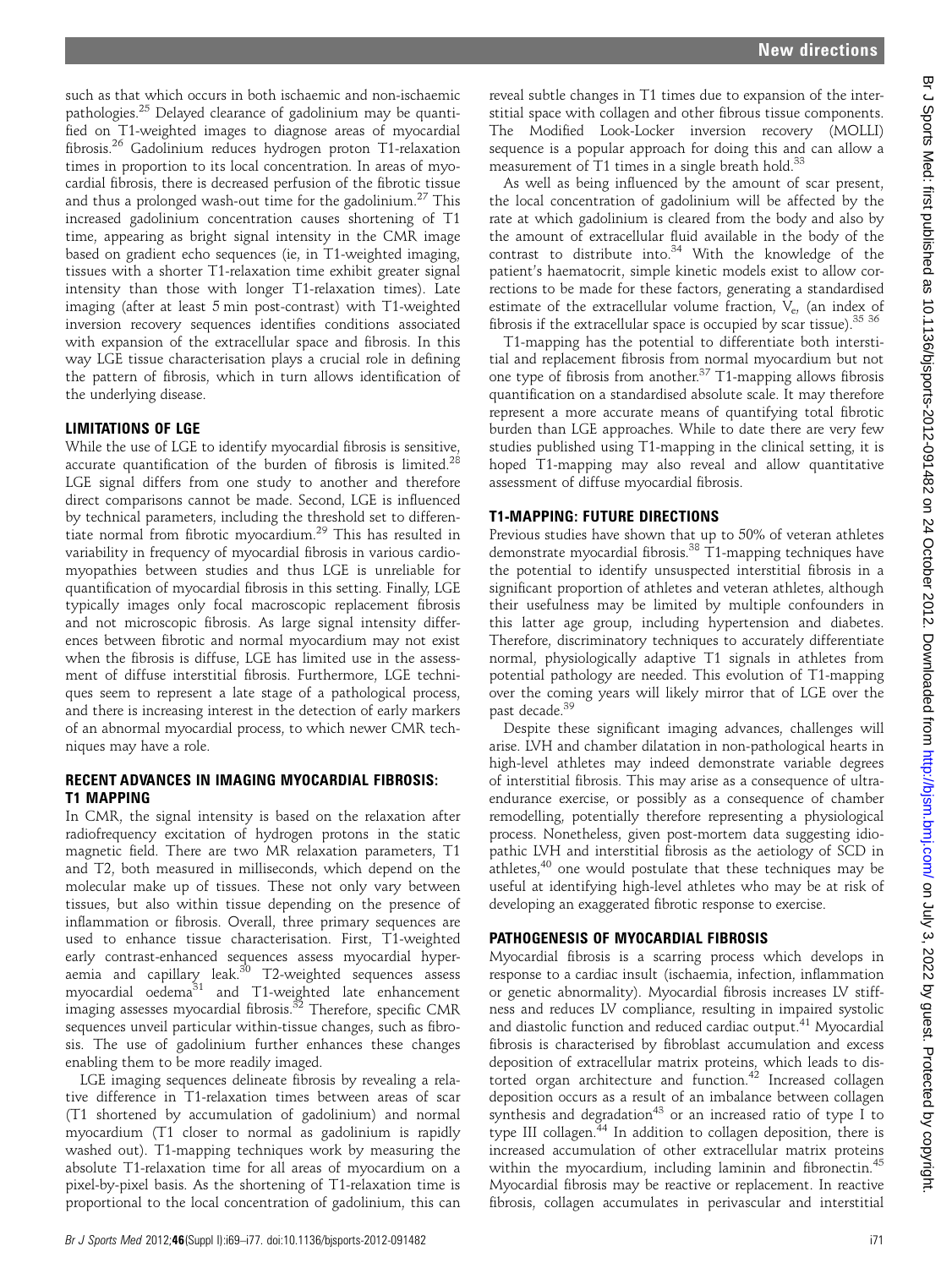such as that which occurs in both ischaemic and non-ischaemic pathologies.[25] Delayed clearance of gadolinium may be quantified on T1-weighted images to diagnose areas of myocardial fibrosis.[26] Gadolinium reduces hydrogen proton T1-relaxation times in proportion to its local concentration. In areas of myocardial fibrosis, there is decreased perfusion of the fibrotic tissue and thus a prolonged wash-out time for the gadolinium.[27] This increased gadolinium concentration causes shortening of T1 time, appearing as bright signal intensity in the CMR image based on gradient echo sequences (ie, in T1-weighted imaging, tissues with a shorter T1-relaxation time exhibit greater signal intensity than those with longer T1-relaxation times). Late imaging (after at least 5 min post-contrast) with T1-weighted inversion recovery sequences identifies conditions associated with expansion of the extracellular space and fibrosis. In this way LGE tissue characterisation plays a crucial role in defining the pattern of fibrosis, which in turn allows identification of the underlying disease.

## LIMITATIONS OF LGE

While the use of LGE to identify myocardial fibrosis is sensitive, accurate quantification of the burden of fibrosis is limited.[28] LGE signal differs from one study to another and therefore direct comparisons cannot be made. Second, LGE is influenced by technical parameters, including the threshold set to differentiate normal from fibrotic myocardium.[29] This has resulted in variability in frequency of myocardial fibrosis in various cardiomyopathies between studies and thus LGE is unreliable for quantification of myocardial fibrosis in this setting. Finally, LGE typically images only focal macroscopic replacement fibrosis and not microscopic fibrosis. As large signal intensity differences between fibrotic and normal myocardium may not exist when the fibrosis is diffuse, LGE has limited use in the assessment of diffuse interstitial fibrosis. Furthermore, LGE techniques seem to represent a late stage of a pathological process, and there is increasing interest in the detection of early markers of an abnormal myocardial process, to which newer CMR techniques may have a role.

## RECENT ADVANCES IN IMAGING MYOCARDIAL FIBROSIS: T1 MAPPING

In CMR, the signal intensity is based on the relaxation after radiofrequency excitation of hydrogen protons in the static magnetic field. There are two MR relaxation parameters, T1 and T2, both measured in milliseconds, which depend on the molecular make up of tissues. These not only vary between tissues, but also within tissue depending on the presence of inflammation or fibrosis. Overall, three primary sequences are used to enhance tissue characterisation. First, T1-weighted early contrast-enhanced sequences assess myocardial hyperaemia and capillary leak.[30] T2-weighted sequences assess myocardial oedema[31] and T1-weighted late enhancement imaging assesses myocardial fibrosis.[32] Therefore, specific CMR sequences unveil particular within-tissue changes, such as fibrosis. The use of gadolinium further enhances these changes enabling them to be more readily imaged.

LGE imaging sequences delineate fibrosis by revealing a relative difference in T1-relaxation times between areas of scar (T1 shortened by accumulation of gadolinium) and normal myocardium (T1 closer to normal as gadolinium is rapidly washed out). T1-mapping techniques work by measuring the absolute T1-relaxation time for all areas of myocardium on a pixel-by-pixel basis. As the shortening of T1-relaxation time is proportional to the local concentration of gadolinium, this can reveal subtle changes in T1 times due to expansion of the interstitial space with collagen and other fibrous tissue components. The Modified Look-Locker inversion recovery (MOLLI) sequence is a popular approach for doing this and can allow a measurement of T1 times in a single breath hold.[33]

As well as being influenced by the amount of scar present, the local concentration of gadolinium will be affected by the rate at which gadolinium is cleared from the body and also by the amount of extracellular fluid available in the body of the contrast to distribute into.[34] With the knowledge of the patient's haematocrit, simple kinetic models exist to allow corrections to be made for these factors, generating a standardised estimate of the extracellular volume fraction, $V_e$, (an index of fibrosis if the extracellular space is occupied by scar tissue).[35 36]

T1-mapping has the potential to differentiate both interstitial and replacement fibrosis from normal myocardium but not one type of fibrosis from another.[37] T1-mapping allows fibrosis quantification on a standardised absolute scale. It may therefore represent a more accurate means of quantifying total fibrotic burden than LGE approaches. While to date there are very few studies published using T1-mapping in the clinical setting, it is hoped T1-mapping may also reveal and allow quantitative assessment of diffuse myocardial fibrosis.

## T1-MAPPING: FUTURE DIRECTIONS

Previous studies have shown that up to 50% of veteran athletes demonstrate myocardial fibrosis.[38] T1-mapping techniques have the potential to identify unsuspected interstitial fibrosis in a significant proportion of athletes and veteran athletes, although their usefulness may be limited by multiple confounders in this latter age group, including hypertension and diabetes. Therefore, discriminatory techniques to accurately differentiate normal, physiologically adaptive T1 signals in athletes from potential pathology are needed. This evolution of T1-mapping over the coming years will likely mirror that of LGE over the past decade.[39]

Despite these significant imaging advances, challenges will arise. LVH and chamber dilatation in non-pathological hearts in high-level athletes may indeed demonstrate variable degrees of interstitial fibrosis. This may arise as a consequence of ultra-endurance exercise, or possibly as a consequence of chamber remodelling, potentially therefore representing a physiological process. Nonetheless, given post-mortem data suggesting idiopathic LVH and interstitial fibrosis as the aetiology of SCD in athletes,[40] one would postulate that these techniques may be useful at identifying high-level athletes who may be at risk of developing an exaggerated fibrotic response to exercise.

## PATHOGENESIS OF MYOCARDIAL FIBROSIS

Myocardial fibrosis is a scarring process which develops in response to a cardiac insult (ischaemia, infection, inflammation or genetic abnormality). Myocardial fibrosis increases LV stiffness and reduces LV compliance, resulting in impaired systolic and diastolic function and reduced cardiac output.[41] Myocardial fibrosis is characterised by fibroblast accumulation and excess deposition of extracellular matrix proteins, which leads to distorted organ architecture and function.[42] Increased collagen deposition occurs as a result of an imbalance between collagen synthesis and degradation[43] or an increased ratio of type I to type III collagen.[44] In addition to collagen deposition, there is increased accumulation of other extracellular matrix proteins within the myocardium, including laminin and fibronectin.[45] Myocardial fibrosis may be reactive or replacement. In reactive fibrosis, collagen accumulates in perivascular and interstitial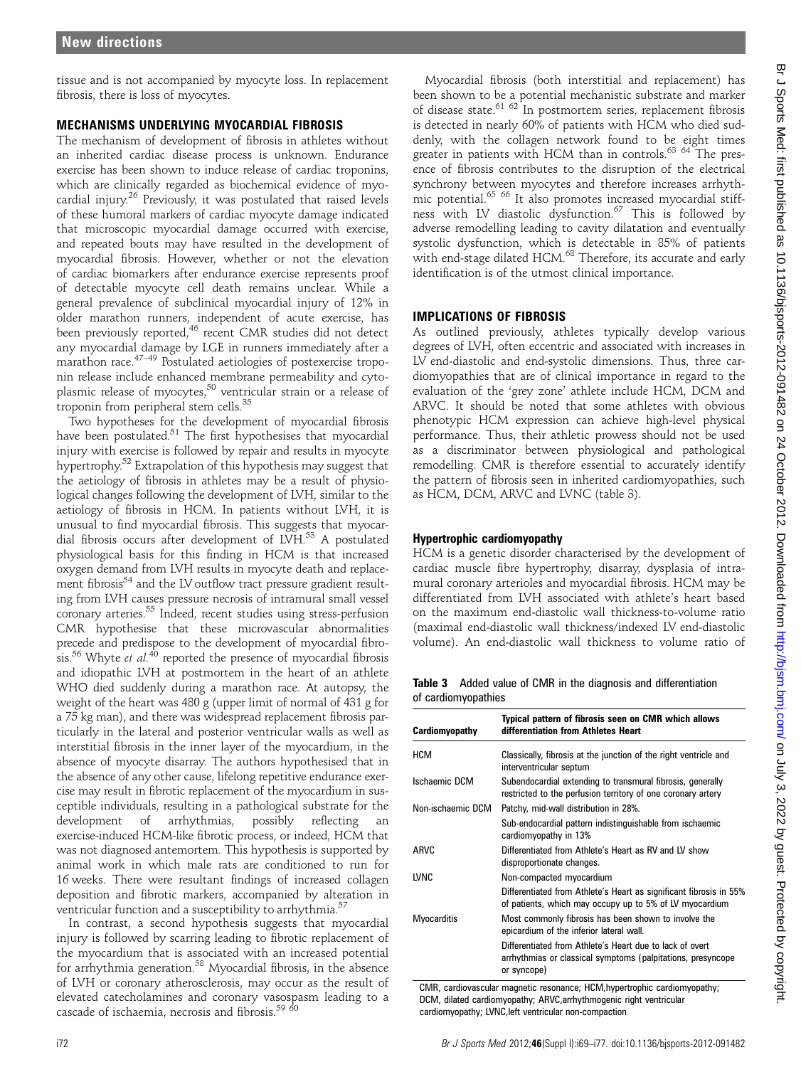tissue and is not accompanied by myocyte loss. In replacement fibrosis, there is loss of myocytes.

## MECHANISMS UNDERLYING MYOCARDIAL FIBROSIS

The mechanism of development of fibrosis in athletes without an inherited cardiac disease process is unknown. Endurance exercise has been shown to induce release of cardiac troponins, which are clinically regarded as biochemical evidence of myocardial injury.[26] Previously, it was postulated that raised levels of these humoral markers of cardiac myocyte damage indicated that microscopic myocardial damage occurred with exercise, and repeated bouts may have resulted in the development of myocardial fibrosis. However, whether or not the elevation of cardiac biomarkers after endurance exercise represents proof of detectable myocyte cell death remains unclear. While a general prevalence of subclinical myocardial injury of 12% in older marathon runners, independent of acute exercise, has been previously reported,[46] recent CMR studies did not detect any myocardial damage by LGE in runners immediately after a marathon race.[47–49] Postulated aetiologies of postexercise troponin release include enhanced membrane permeability and cytoplasmic release of myocytes,[50] ventricular strain or a release of troponin from peripheral stem cells.[35]

Two hypotheses for the development of myocardial fibrosis have been postulated.[51] The first hypothesises that myocardial injury with exercise is followed by repair and results in myocyte hypertrophy.[52] Extrapolation of this hypothesis may suggest that the aetiology of fibrosis in athletes may be a result of physiological changes following the development of LVH, similar to the aetiology of fibrosis in HCM. In patients without LVH, it is unusual to find myocardial fibrosis. This suggests that myocardial fibrosis occurs after development of LVH.[53] A postulated physiological basis for this finding in HCM is that increased oxygen demand from LVH results in myocyte death and replacement fibrosis[54] and the LV outflow tract pressure gradient resulting from LVH causes pressure necrosis of intramural small vessel coronary arteries.[55] Indeed, recent studies using stress-perfusion CMR hypothesise that these microvascular abnormalities precede and predispose to the development of myocardial fibrosis.[56] Whyte *et al*.[40] reported the presence of myocardial fibrosis and idiopathic LVH at postmortem in the heart of an athlete WHO died suddenly during a marathon race. At autopsy, the weight of the heart was 480 g (upper limit of normal of 431 g for a 75 kg man), and there was widespread replacement fibrosis particularly in the lateral and posterior ventricular walls as well as interstitial fibrosis in the inner layer of the myocardium, in the absence of myocyte disarray. The authors hypothesised that in the absence of any other cause, lifelong repetitive endurance exercise may result in fibrotic replacement of the myocardium in susceptible individuals, resulting in a pathological substrate for the development of arrhythmias, possibly reflecting an exercise-induced HCM-like fibrotic process, or indeed, HCM that was not diagnosed antemortem. This hypothesis is supported by animal work in which male rats are conditioned to run for 16 weeks. There were resultant findings of increased collagen deposition and fibrotic markers, accompanied by alteration in ventricular function and a susceptibility to arrhythmia.[57]

In contrast, a second hypothesis suggests that myocardial injury is followed by scarring leading to fibrotic replacement of the myocardium that is associated with an increased potential for arrhythmia generation.[58] Myocardial fibrosis, in the absence of LVH or coronary atherosclerosis, may occur as the result of elevated catecholamines and coronary vasospasm leading to a cascade of ischaemia, necrosis and fibrosis.[59 60]

Myocardial fibrosis (both interstitial and replacement) has been shown to be a potential mechanistic substrate and marker of disease state.[61 62] In postmortem series, replacement fibrosis is detected in nearly 60% of patients with HCM who died suddenly, with the collagen network found to be eight times greater in patients with HCM than in controls.[63 64] The presence of fibrosis contributes to the disruption of the electrical synchrony between myocytes and therefore increases arrhythmic potential.[65 66] It also promotes increased myocardial stiffness with LV diastolic dysfunction.[67] This is followed by adverse remodelling leading to cavity dilatation and eventually systolic dysfunction, which is detectable in 85% of patients with end-stage dilated HCM.[68] Therefore, its accurate and early identification is of the utmost clinical importance.

## IMPLICATIONS OF FIBROSIS

As outlined previously, athletes typically develop various degrees of LVH, often eccentric and associated with increases in LV end-diastolic and end-systolic dimensions. Thus, three cardiomyopathies that are of clinical importance in regard to the evaluation of the 'grey zone' athlete include HCM, DCM and ARVC. It should be noted that some athletes with obvious phenotypic HCM expression can achieve high-level physical performance. Thus, their athletic prowess should not be used as a discriminator between physiological and pathological remodelling. CMR is therefore essential to accurately identify the pattern of fibrosis seen in inherited cardiomyopathies, such as HCM, DCM, ARVC and LVNC (table 3).

### Hypertrophic cardiomyopathy

HCM is a genetic disorder characterised by the development of cardiac muscle fibre hypertrophy, disarray, dysplasia of intramural coronary arterioles and myocardial fibrosis. HCM may be differentiated from LVH associated with athlete's heart based on the maximum end-diastolic wall thickness-to-volume ratio (maximal end-diastolic wall thickness/indexed LV end-diastolic volume). An end-diastolic wall thickness to volume ratio of

**Table 3** Added value of CMR in the diagnosis and differentiation of cardiomyopathies

| Cardiomyopathy | Typical pattern of fibrosis seen on CMR which allows differentiation from Athletes Heart |
|---|---|
| HCM | Classically, fibrosis at the junction of the right ventricle and interventricular septum |
| Ischaemic DCM | Subendocardial extending to transmural fibrosis, generally restricted to the perfusion territory of one coronary artery |
| Non-ischaemic DCM | Patchy, mid-wall distribution in 28%. |
| | Sub-endocardial pattern indistinguishable from ischaemic cardiomyopathy in 13% |
| ARVC | Differentiated from Athlete's Heart as RV and LV show disproportionate changes. |
| LVNC | Non-compacted myocardium |
| | Differentiated from Athlete's Heart as significant fibrosis in 55% of patients, which may occupy up to 5% of LV myocardium |
| Myocarditis | Most commonly fibrosis has been shown to involve the epicardium of the inferior lateral wall. |
| | Differentiated from Athlete's Heart due to lack of overt arrhythmias or classical symptoms (palpitations, presyncope or syncope) |

CMR, cardiovascular magnetic resonance; HCM,hypertrophic cardiomyopathy; DCM, dilated cardiomyopathy; ARVC,arrhythmogenic right ventricular cardiomyopathy; LVNC,left ventricular non-compaction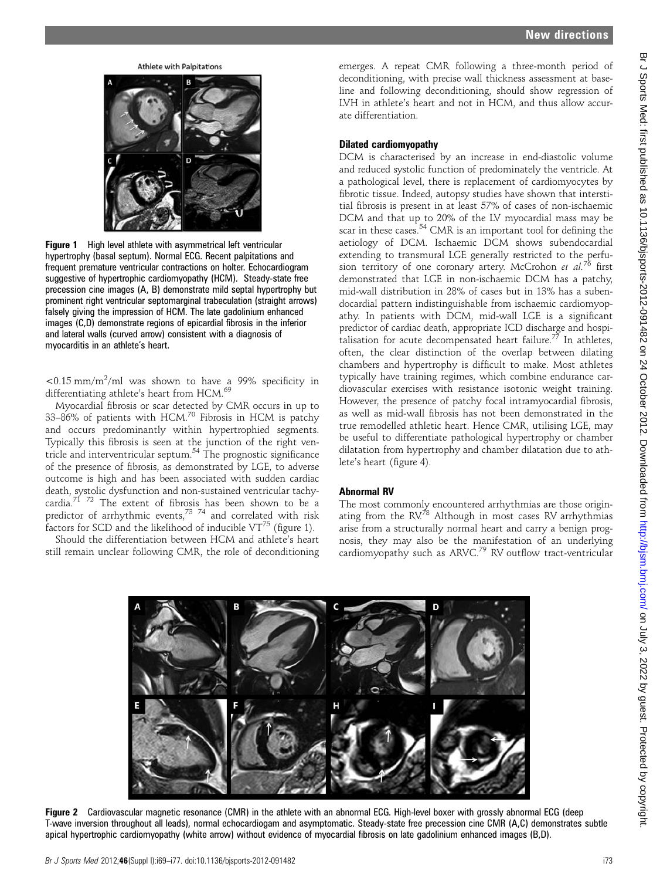Athlete with Palpitations

**Figure 1** High level athlete with asymmetrical left ventricular hypertrophy (basal septum). Normal ECG. Recent palpitations and frequent premature ventricular contractions on holter. Echocardiogram suggestive of hypertrophic cardiomyopathy (HCM). Steady-state free precession cine images (A, B) demonstrate mild septal hypertrophy but prominent right ventricular septomarginal trabeculation (straight arrows) falsely giving the impression of HCM. The late gadolinium enhanced images (C,D) demonstrate regions of epicardial fibrosis in the inferior and lateral walls (curved arrow) consistent with a diagnosis of myocarditis in an athlete's heart.

$<0.15\ \text{mm/m}^2\text{/ml}$ was shown to have a 99% specificity in differentiating athlete's heart from HCM.[69]

Myocardial fibrosis or scar detected by CMR occurs in up to 33–86% of patients with HCM.[70] Fibrosis in HCM is patchy and occurs predominantly within hypertrophied segments. Typically this fibrosis is seen at the junction of the right ventricle and interventricular septum.[54] The prognostic significance of the presence of fibrosis, as demonstrated by LGE, to adverse outcome is high and has been associated with sudden cardiac death, systolic dysfunction and non-sustained ventricular tachycardia.[71 72] The extent of fibrosis has been shown to be a predictor of arrhythmic events,[73 74] and correlated with risk factors for SCD and the likelihood of inducible VT[75] (figure 1).

Should the differentiation between HCM and athlete's heart still remain unclear following CMR, the role of deconditioning emerges. A repeat CMR following a three-month period of deconditioning, with precise wall thickness assessment at baseline and following deconditioning, should show regression of LVH in athlete's heart and not in HCM, and thus allow accurate differentiation.

### Dilated cardiomyopathy

DCM is characterised by an increase in end-diastolic volume and reduced systolic function of predominately the ventricle. At a pathological level, there is replacement of cardiomyocytes by fibrotic tissue. Indeed, autopsy studies have shown that interstitial fibrosis is present in at least 57% of cases of non-ischaemic DCM and that up to 20% of the LV myocardial mass may be scar in these cases.[54] CMR is an important tool for defining the aetiology of DCM. Ischaemic DCM shows subendocardial extending to transmural LGE generally restricted to the perfusion territory of one coronary artery. McCrohon *et al*.[76] first demonstrated that LGE in non-ischaemic DCM has a patchy, mid-wall distribution in 28% of cases but in 13% has a subendocardial pattern indistinguishable from ischaemic cardiomyopathy. In patients with DCM, mid-wall LGE is a significant predictor of cardiac death, appropriate ICD discharge and hospitalisation for acute decompensated heart failure.[77] In athletes, often, the clear distinction of the overlap between dilating chambers and hypertrophy is difficult to make. Most athletes typically have training regimes, which combine endurance cardiovascular exercises with resistance isotonic weight training. However, the presence of patchy focal intramyocardial fibrosis, as well as mid-wall fibrosis has not been demonstrated in the true remodelled athletic heart. Hence CMR, utilising LGE, may be useful to differentiate pathological hypertrophy or chamber dilatation from hypertrophy and chamber dilatation due to athlete's heart (figure 4).

### Abnormal RV

The most commonly encountered arrhythmias are those originating from the RV.[78] Although in most cases RV arrhythmias arise from a structurally normal heart and carry a benign prognosis, they may also be the manifestation of an underlying cardiomyopathy such as ARVC.[79] RV outflow tract-ventricular

**Figure 2** Cardiovascular magnetic resonance (CMR) in the athlete with an abnormal ECG. High-level boxer with grossly abnormal ECG (deep T-wave inversion throughout all leads), normal echocardiogam and asymptomatic. Steady-state free precession cine CMR (A,C) demonstrates subtle apical hypertrophic cardiomyopathy (white arrow) without evidence of myocardial fibrosis on late gadolinium enhanced images (B,D).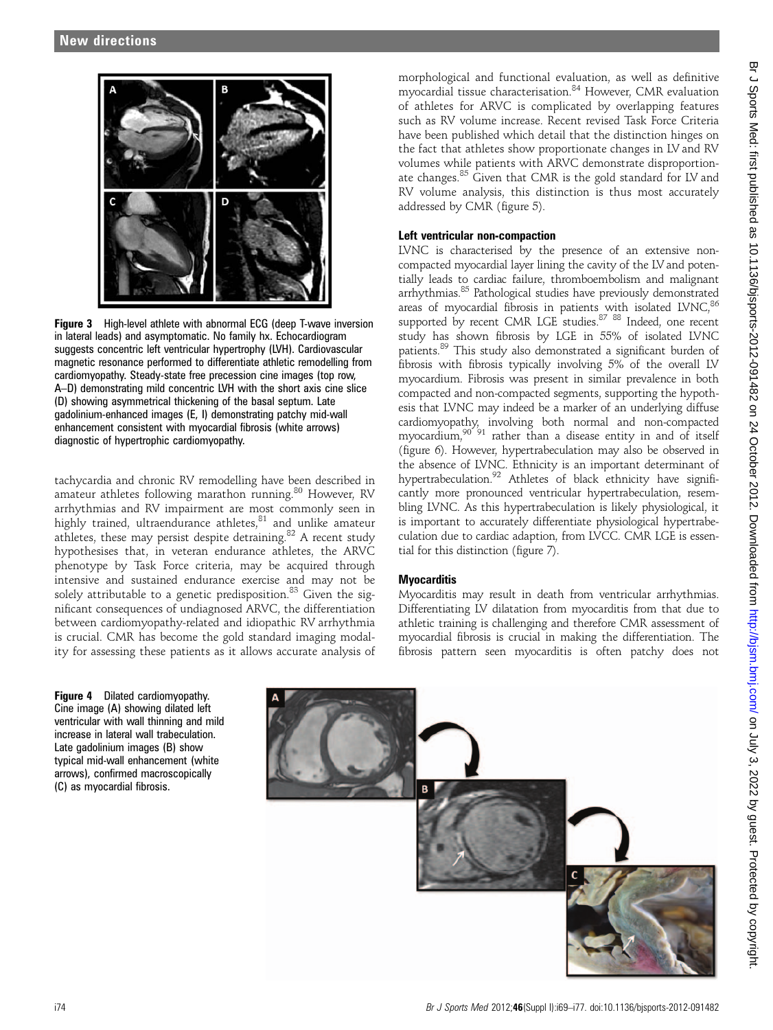Figure 3 High-level athlete with abnormal ECG (deep T-wave inversion in lateral leads) and asymptomatic. No family hx. Echocardiogram suggests concentric left ventricular hypertrophy (LVH). Cardiovascular magnetic resonance performed to differentiate athletic remodelling from cardiomyopathy. Steady-state free precession cine images (top row, A–D) demonstrating mild concentric LVH with the short axis cine slice (D) showing asymmetrical thickening of the basal septum. Late gadolinium-enhanced images (E, I) demonstrating patchy mid-wall enhancement consistent with myocardial fibrosis (white arrows) diagnostic of hypertrophic cardiomyopathy.

tachycardia and chronic RV remodelling have been described in amateur athletes following marathon running.[80] However, RV arrhythmias and RV impairment are most commonly seen in highly trained, ultraendurance athletes,[81] and unlike amateur athletes, these may persist despite detraining.[82] A recent study hypothesises that, in veteran endurance athletes, the ARVC phenotype by Task Force criteria, may be acquired through intensive and sustained endurance exercise and may not be solely attributable to a genetic predisposition.[83] Given the significant consequences of undiagnosed ARVC, the differentiation between cardiomyopathy-related and idiopathic RV arrhythmia is crucial. CMR has become the gold standard imaging modality for assessing these patients as it allows accurate analysis of morphological and functional evaluation, as well as definitive myocardial tissue characterisation.[84] However, CMR evaluation of athletes for ARVC is complicated by overlapping features such as RV volume increase. Recent revised Task Force Criteria have been published which detail that the distinction hinges on the fact that athletes show proportionate changes in LV and RV volumes while patients with ARVC demonstrate disproportionate changes.[85] Given that CMR is the gold standard for LV and RV volume analysis, this distinction is thus most accurately addressed by CMR (figure 5).

### Left ventricular non-compaction

LVNC is characterised by the presence of an extensive non-compacted myocardial layer lining the cavity of the LV and potentially leads to cardiac failure, thromboembolism and malignant arrhythmias.[85] Pathological studies have previously demonstrated areas of myocardial fibrosis in patients with isolated LVNC,[86] supported by recent CMR LGE studies.[87 88] Indeed, one recent study has shown fibrosis by LGE in 55% of isolated LVNC patients.[89] This study also demonstrated a significant burden of fibrosis with fibrosis typically involving 5% of the overall LV myocardium. Fibrosis was present in similar prevalence in both compacted and non-compacted segments, supporting the hypothesis that LVNC may indeed be a marker of an underlying diffuse cardiomyopathy, involving both normal and non-compacted myocardium,[90 91] rather than a disease entity in and of itself (figure 6). However, hypertrabeculation may also be observed in the absence of LVNC. Ethnicity is an important determinant of hypertrabeculation.[92] Athletes of black ethnicity have significantly more pronounced ventricular hypertrabeculation, resembling LVNC. As this hypertrabeculation is likely physiological, it is important to accurately differentiate physiological hypertrabeculation due to cardiac adaption, from LVCC. CMR LGE is essential for this distinction (figure 7).

### Myocarditis

Myocarditis may result in death from ventricular arrhythmias. Differentiating LV dilatation from myocarditis from that due to athletic training is challenging and therefore CMR assessment of myocardial fibrosis is crucial in making the differentiation. The fibrosis pattern seen myocarditis is often patchy does not

Figure 4 Dilated cardiomyopathy. Cine image (A) showing dilated left ventricular with wall thinning and mild increase in lateral wall trabeculation. Late gadolinium images (B) show typical mid-wall enhancement (white arrows), confirmed macroscopically (C) as myocardial fibrosis.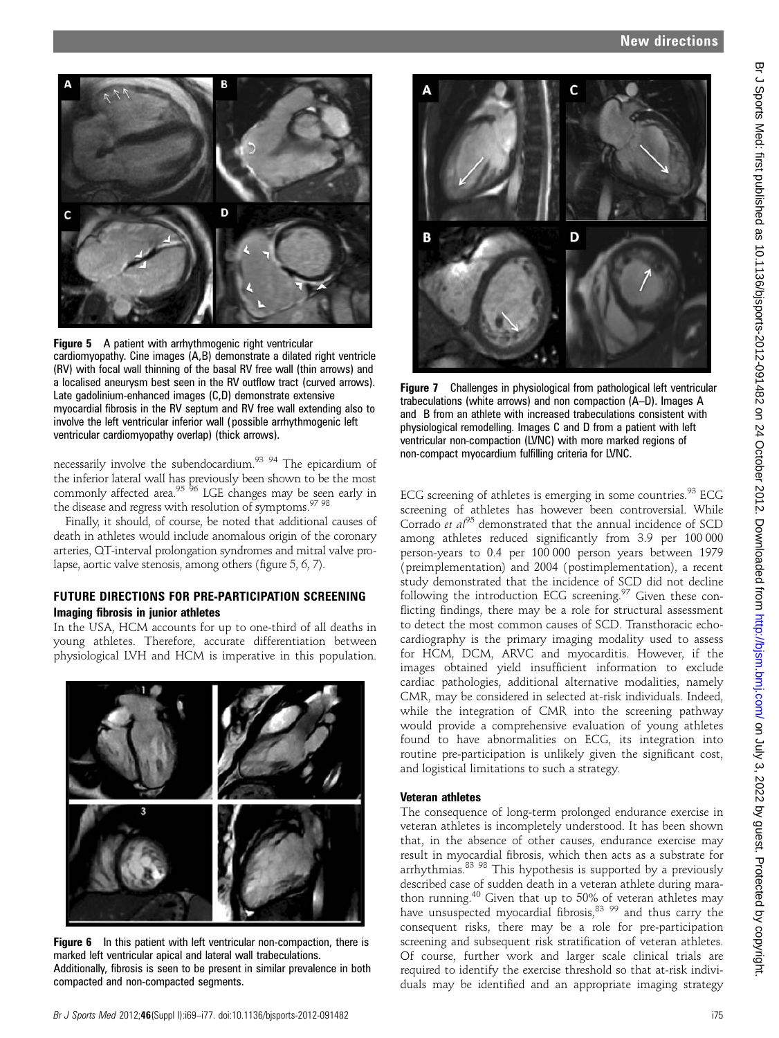Figure 5 A patient with arrhythmogenic right ventricular cardiomyopathy. Cine images (A,B) demonstrate a dilated right ventricle (RV) with focal wall thinning of the basal RV free wall (thin arrows) and a localised aneurysm best seen in the RV outflow tract (curved arrows). Late gadolinium-enhanced images (C,D) demonstrate extensive myocardial fibrosis in the RV septum and RV free wall extending also to involve the left ventricular inferior wall (possible arrhythmogenic left ventricular cardiomyopathy overlap) (thick arrows).

necessarily involve the subendocardium.[93 94] The epicardium of the inferior lateral wall has previously been shown to be the most commonly affected area.[95 96] LGE changes may be seen early in the disease and regress with resolution of symptoms.[97 98]

Finally, it should, of course, be noted that additional causes of death in athletes would include anomalous origin of the coronary arteries, QT-interval prolongation syndromes and mitral valve prolapse, aortic valve stenosis, among others (figure 5, 6, 7).

## FUTURE DIRECTIONS FOR PRE-PARTICIPATION SCREENING

### Imaging fibrosis in junior athletes

In the USA, HCM accounts for up to one-third of all deaths in young athletes. Therefore, accurate differentiation between physiological LVH and HCM is imperative in this population.

Figure 6 In this patient with left ventricular non-compaction, there is marked left ventricular apical and lateral wall trabeculations. Additionally, fibrosis is seen to be present in similar prevalence in both compacted and non-compacted segments.

Figure 7 Challenges in physiological from pathological left ventricular trabeculations (white arrows) and non compaction (A–D). Images A and B from an athlete with increased trabeculations consistent with physiological remodelling. Images C and D from a patient with left ventricular non-compaction (LVNC) with more marked regions of non-compact myocardium fulfilling criteria for LVNC.

ECG screening of athletes is emerging in some countries.[93] ECG screening of athletes has however been controversial. While Corrado *et al*[95] demonstrated that the annual incidence of SCD among athletes reduced significantly from 3.9 per 100 000 person-years to 0.4 per 100 000 person years between 1979 (preimplementation) and 2004 (postimplementation), a recent study demonstrated that the incidence of SCD did not decline following the introduction ECG screening.[97] Given these conflicting findings, there may be a role for structural assessment to detect the most common causes of SCD. Transthoracic echocardiography is the primary imaging modality used to assess for HCM, DCM, ARVC and myocarditis. However, if the images obtained yield insufficient information to exclude cardiac pathologies, additional alternative modalities, namely CMR, may be considered in selected at-risk individuals. Indeed, while the integration of CMR into the screening pathway would provide a comprehensive evaluation of young athletes found to have abnormalities on ECG, its integration into routine pre-participation is unlikely given the significant cost, and logistical limitations to such a strategy.

### Veteran athletes

The consequence of long-term prolonged endurance exercise in veteran athletes is incompletely understood. It has been shown that, in the absence of other causes, endurance exercise may result in myocardial fibrosis, which then acts as a substrate for arrhythmias.[83 98] This hypothesis is supported by a previously described case of sudden death in a veteran athlete during marathon running.[40] Given that up to 50% of veteran athletes may have unsuspected myocardial fibrosis,[83 99] and thus carry the consequent risks, there may be a role for pre-participation screening and subsequent risk stratification of veteran athletes. Of course, further work and larger scale clinical trials are required to identify the exercise threshold so that at-risk individuals may be identified and an appropriate imaging strategy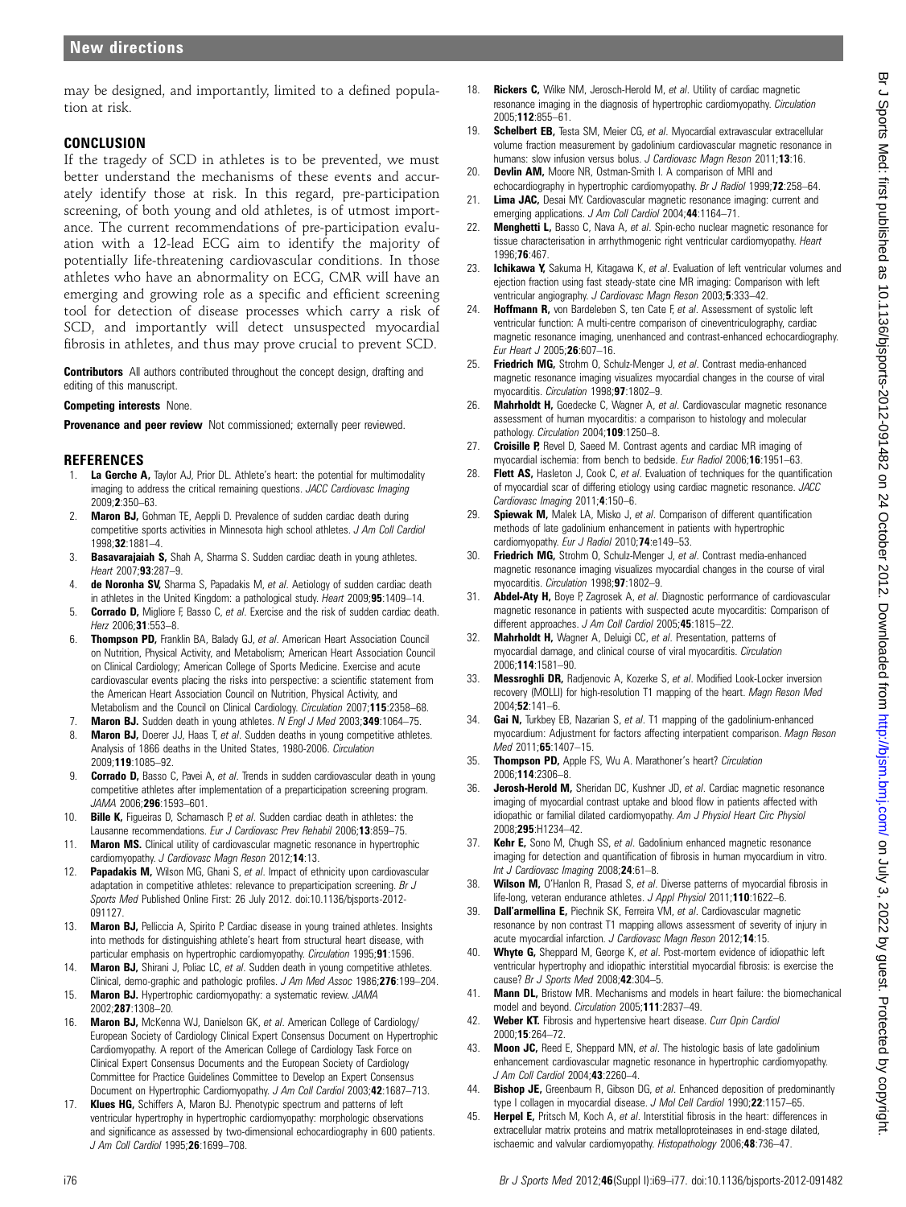may be designed, and importantly, limited to a defined population at risk.

## CONCLUSION

If the tragedy of SCD in athletes is to be prevented, we must better understand the mechanisms of these events and accurately identify those at risk. In this regard, pre-participation screening, of both young and old athletes, is of utmost importance. The current recommendations of pre-participation evaluation with a 12-lead ECG aim to identify the majority of potentially life-threatening cardiovascular conditions. In those athletes who have an abnormality on ECG, CMR will have an emerging and growing role as a specific and efficient screening tool for detection of disease processes which carry a risk of SCD, and importantly will detect unsuspected myocardial fibrosis in athletes, and thus may prove crucial to prevent SCD.

**Contributors** All authors contributed throughout the concept design, drafting and editing of this manuscript.

**Competing interests** None.

**Provenance and peer review** Not commissioned; externally peer reviewed.

## REFERENCES

1. **La Gerche A,** Taylor AJ, Prior DL. Athlete's heart: the potential for multimodality imaging to address the critical remaining questions. *JACC Cardiovasc Imaging* 2009;**2**:350–63.
2. **Maron BJ,** Gohman TE, Aeppli D. Prevalence of sudden cardiac death during competitive sports activities in Minnesota high school athletes. *J Am Coll Cardiol* 1998;**32**:1881–4.
3. **Basavarajaiah S,** Shah A, Sharma S. Sudden cardiac death in young athletes. *Heart* 2007;**93**:287–9.
4. **de Noronha SV,** Sharma S, Papadakis M, *et al*. Aetiology of sudden cardiac death in athletes in the United Kingdom: a pathological study. *Heart* 2009;**95**:1409–14.
5. **Corrado D,** Migliore F, Basso C, *et al*. Exercise and the risk of sudden cardiac death. *Herz* 2006;**31**:553–8.
6. **Thompson PD,** Franklin BA, Balady GJ, *et al*. American Heart Association Council on Nutrition, Physical Activity, and Metabolism; American Heart Association Council on Clinical Cardiology; American College of Sports Medicine. Exercise and acute cardiovascular events placing the risks into perspective: a scientific statement from the American Heart Association Council on Nutrition, Physical Activity, and Metabolism and the Council on Clinical Cardiology. *Circulation* 2007;**115**:2358–68.
7. **Maron BJ.** Sudden death in young athletes. *N Engl J Med* 2003;**349**:1064–75.
8. **Maron BJ,** Doerer JJ, Haas T, *et al*. Sudden deaths in young competitive athletes. Analysis of 1866 deaths in the United States, 1980-2006. *Circulation* 2009;**119**:1085–92.
9. **Corrado D,** Basso C, Pavei A, *et al*. Trends in sudden cardiovascular death in young competitive athletes after implementation of a preparticipation screening program. *JAMA* 2006;**296**:1593–601.
10. **Bille K,** Figueiras D, Schamasch P, *et al*. Sudden cardiac death in athletes: the Lausanne recommendations. *Eur J Cardiovasc Prev Rehabil* 2006;**13**:859–75.
11. **Maron MS.** Clinical utility of cardiovascular magnetic resonance in hypertrophic cardiomyopathy. *J Cardiovasc Magn Reson* 2012;**14**:13.
12. **Papadakis M,** Wilson MG, Ghani S, *et al*. Impact of ethnicity upon cardiovascular adaptation in competitive athletes: relevance to preparticipation screening. *Br J Sports Med* Published Online First: 26 July 2012. doi:10.1136/bjsports-2012-091127.
13. **Maron BJ,** Pelliccia A, Spirito P. Cardiac disease in young trained athletes. Insights into methods for distinguishing athlete's heart from structural heart disease, with particular emphasis on hypertrophic cardiomyopathy. *Circulation* 1995;**91**:1596.
14. **Maron BJ,** Shirani J, Poliac LC, *et al*. Sudden death in young competitive athletes. Clinical, demo-graphic and pathologic profiles. *J Am Med Assoc* 1986;**276**:199–204.
15. **Maron BJ.** Hypertrophic cardiomyopathy: a systematic review. *JAMA* 2002;**287**:1308–20.
16. **Maron BJ,** McKenna WJ, Danielson GK, *et al*. American College of Cardiology/European Society of Cardiology Clinical Expert Consensus Document on Hypertrophic Cardiomyopathy. A report of the American College of Cardiology Task Force on Clinical Expert Consensus Documents and the European Society of Cardiology Committee for Practice Guidelines Committee to Develop an Expert Consensus Document on Hypertrophic Cardiomyopathy. *J Am Coll Cardiol* 2003;**42**:1687–713.
17. **Klues HG,** Schiffers A, Maron BJ. Phenotypic spectrum and patterns of left ventricular hypertrophy in hypertrophic cardiomyopathy: morphologic observations and significance as assessed by two-dimensional echocardiography in 600 patients. *J Am Coll Cardiol* 1995;**26**:1699–708.
18. **Rickers C,** Wilke NM, Jerosch-Herold M, *et al*. Utility of cardiac magnetic resonance imaging in the diagnosis of hypertrophic cardiomyopathy. *Circulation* 2005;**112**:855–61.
19. **Schelbert EB,** Testa SM, Meier CG, *et al*. Myocardial extravascular extracellular volume fraction measurement by gadolinium cardiovascular magnetic resonance in humans: slow infusion versus bolus. *J Cardiovasc Magn Reson* 2011;**13**:16.
20. **Devlin AM,** Moore NR, Ostman-Smith I. A comparison of MRI and echocardiography in hypertrophic cardiomyopathy. *Br J Radiol* 1999;**72**:258–64.
21. **Lima JAC,** Desai MY. Cardiovascular magnetic resonance imaging: current and emerging applications. *J Am Coll Cardiol* 2004;**44**:1164–71.
22. **Menghetti L,** Basso C, Nava A, *et al*. Spin-echo nuclear magnetic resonance for tissue characterisation in arrhythmogenic right ventricular cardiomyopathy. *Heart* 1996;**76**:467.
23. **Ichikawa Y,** Sakuma H, Kitagawa K, *et al*. Evaluation of left ventricular volumes and ejection fraction using fast steady-state cine MR imaging: Comparison with left ventricular angiography. *J Cardiovasc Magn Reson* 2003;**5**:333–42.
24. **Hoffmann R,** von Bardeleben S, ten Cate F, *et al*. Assessment of systolic left ventricular function: A multi-centre comparison of cineventriculography, cardiac magnetic resonance imaging, unenhanced and contrast-enhanced echocardiography. *Eur Heart J* 2005;**26**:607–16.
25. **Friedrich MG,** Strohm O, Schulz-Menger J, *et al*. Contrast media-enhanced magnetic resonance imaging visualizes myocardial changes in the course of viral myocarditis. *Circulation* 1998;**97**:1802–9.
26. **Mahrholdt H,** Goedecke C, Wagner A, *et al*. Cardiovascular magnetic resonance assessment of human myocarditis: a comparison to histology and molecular pathology. *Circulation* 2004;**109**:1250–8.
27. **Croisille P,** Revel D, Saeed M. Contrast agents and cardiac MR imaging of myocardial ischemia: from bench to bedside. *Eur Radiol* 2006;**16**:1951–63.
28. **Flett AS,** Hasleton J, Cook C, *et al*. Evaluation of techniques for the quantification of myocardial scar of differing etiology using cardiac magnetic resonance. *JACC Cardiovasc Imaging* 2011;**4**:150–6.
29. **Spiewak M,** Malek LA, Misko J, *et al*. Comparison of different quantification methods of late gadolinium enhancement in patients with hypertrophic cardiomyopathy. *Eur J Radiol* 2010;**74**:e149–53.
30. **Friedrich MG,** Strohm O, Schulz-Menger J, *et al*. Contrast media-enhanced magnetic resonance imaging visualizes myocardial changes in the course of viral myocarditis. *Circulation* 1998;**97**:1802–9.
31. **Abdel-Aty H,** Boye P, Zagrosek A, *et al*. Diagnostic performance of cardiovascular magnetic resonance in patients with suspected acute myocarditis: Comparison of different approaches. *J Am Coll Cardiol* 2005;**45**:1815–22.
32. **Mahrholdt H,** Wagner A, Deluigi CC, *et al*. Presentation, patterns of myocardial damage, and clinical course of viral myocarditis. *Circulation* 2006;**114**:1581–90.
33. **Messroghli DR,** Radjenovic A, Kozerke S, *et al*. Modified Look-Locker inversion recovery (MOLLI) for high-resolution T1 mapping of the heart. *Magn Reson Med* 2004;**52**:141–6.
34. **Gai N,** Turkbey EB, Nazarian S, *et al*. T1 mapping of the gadolinium-enhanced myocardium: Adjustment for factors affecting interpatient comparison. *Magn Reson Med* 2011;**65**:1407–15.
35. **Thompson PD,** Apple FS, Wu A. Marathoner's heart? *Circulation* 2006;**114**:2306–8.
36. **Jerosh-Herold M,** Sheridan DC, Kushner JD, *et al*. Cardiac magnetic resonance imaging of myocardial contrast uptake and blood flow in patients affected with idiopathic or familial dilated cardiomyopathy. *Am J Physiol Heart Circ Physiol* 2008;**295**:H1234–42.
37. **Kehr E,** Sono M, Chugh SS, *et al*. Gadolinium enhanced magnetic resonance imaging for detection and quantification of fibrosis in human myocardium in vitro. *Int J Cardiovasc Imaging* 2008;**24**:61–8.
38. **Wilson M,** O'Hanlon R, Prasad S, *et al*. Diverse patterns of myocardial fibrosis in life-long, veteran endurance athletes. *J Appl Physiol* 2011;**110**:1622–6.
39. **Dall'armellina E,** Piechnik SK, Ferreira VM, *et al*. Cardiovascular magnetic resonance by non contrast T1 mapping allows assessment of severity of injury in acute myocardial infarction. *J Cardiovasc Magn Reson* 2012;**14**:15.
40. **Whyte G,** Sheppard M, George K, *et al*. Post-mortem evidence of idiopathic left ventricular hypertrophy and idiopathic interstitial myocardial fibrosis: is exercise the cause? *Br J Sports Med* 2008;**42**:304–5.
41. **Mann DL,** Bristow MR. Mechanisms and models in heart failure: the biomechanical model and beyond. *Circulation* 2005;**111**:2837–49.
42. **Weber KT.** Fibrosis and hypertensive heart disease. *Curr Opin Cardiol* 2000;**15**:264–72.
43. **Moon JC,** Reed E, Sheppard MN, *et al*. The histologic basis of late gadolinium enhancement cardiovascular magnetic resonance in hypertrophic cardiomyopathy. *J Am Coll Cardiol* 2004;**43**:2260–4.
44. **Bishop JE,** Greenbaum R, Gibson DG, *et al*. Enhanced deposition of predominantly type I collagen in myocardial disease. *J Mol Cell Cardiol* 1990;**22**:1157–65.
45. **Herpel E,** Pritsch M, Koch A, *et al*. Interstitial fibrosis in the heart: differences in extracellular matrix proteins and matrix metalloproteinases in end-stage dilated, ischaemic and valvular cardiomyopathy. *Histopathology* 2006;**48**:736–47.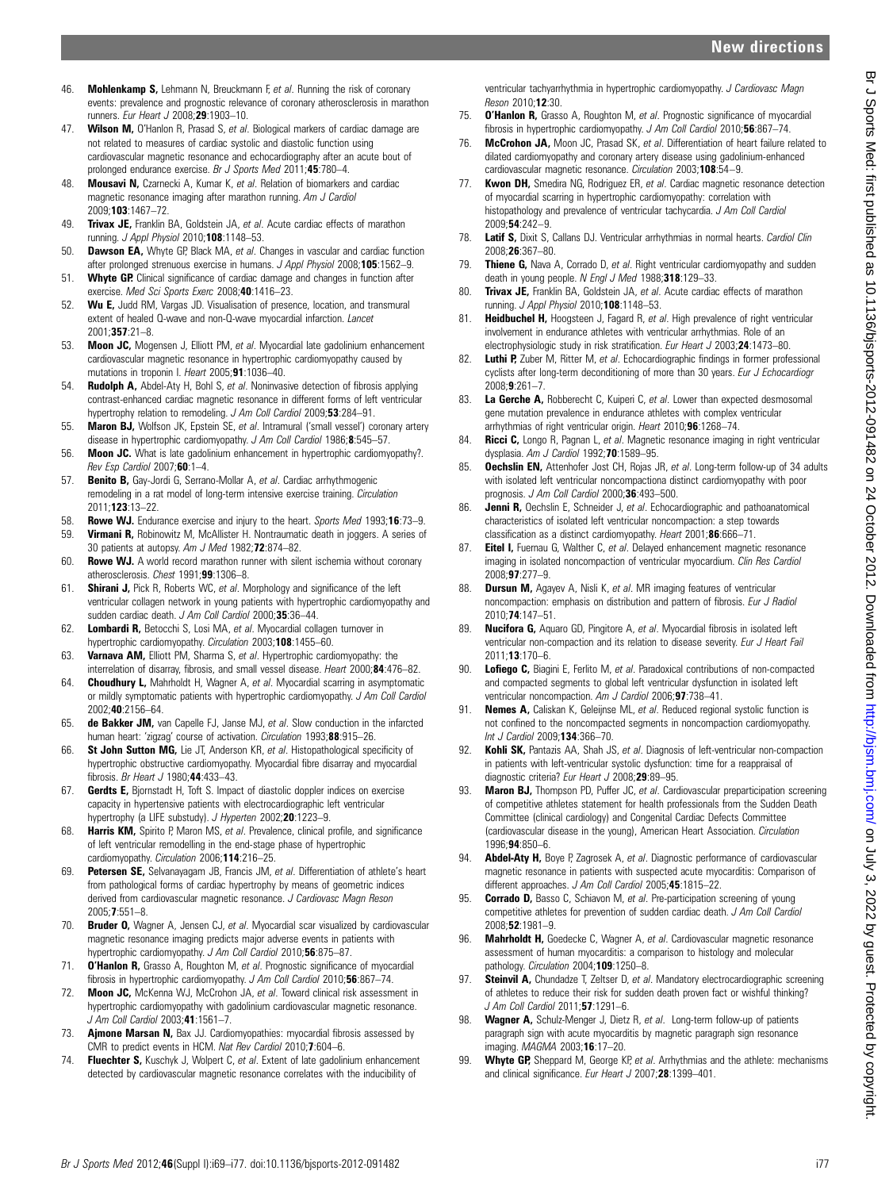46. **Mohlenkamp S,** Lehmann N, Breuckmann F, *et al*. Running the risk of coronary events: prevalence and prognostic relevance of coronary atherosclerosis in marathon runners. *Eur Heart J* 2008;**29**:1903–10.
47. **Wilson M,** O'Hanlon R, Prasad S, *et al*. Biological markers of cardiac damage are not related to measures of cardiac systolic and diastolic function using cardiovascular magnetic resonance and echocardiography after an acute bout of prolonged endurance exercise. *Br J Sports Med* 2011;**45**:780–4.
48. **Mousavi N,** Czarnecki A, Kumar K, *et al*. Relation of biomarkers and cardiac magnetic resonance imaging after marathon running. *Am J Cardiol* 2009;**103**:1467–72.
49. **Trivax JE,** Franklin BA, Goldstein JA, *et al*. Acute cardiac effects of marathon running. *J Appl Physiol* 2010;**108**:1148–53.
50. **Dawson EA,** Whyte GP, Black MA, *et al*. Changes in vascular and cardiac function after prolonged strenuous exercise in humans. *J Appl Physiol* 2008;**105**:1562–9.
51. **Whyte GP.** Clinical significance of cardiac damage and changes in function after exercise. *Med Sci Sports Exerc* 2008;**40**:1416–23.
52. **Wu E,** Judd RM, Vargas JD. Visualisation of presence, location, and transmural extent of healed Q-wave and non-Q-wave myocardial infarction. *Lancet* 2001;**357**:21–8.
53. **Moon JC,** Mogensen J, Elliott PM, *et al*. Myocardial late gadolinium enhancement cardiovascular magnetic resonance in hypertrophic cardiomyopathy caused by mutations in troponin I. *Heart* 2005;**91**:1036–40.
54. **Rudolph A,** Abdel-Aty H, Bohl S, *et al*. Noninvasive detection of fibrosis applying contrast-enhanced cardiac magnetic resonance in different forms of left ventricular hypertrophy relation to remodeling. *J Am Coll Cardiol* 2009;**53**:284–91.
55. **Maron BJ,** Wolfson JK, Epstein SE, *et al*. Intramural ('small vessel') coronary artery disease in hypertrophic cardiomyopathy. *J Am Coll Cardiol* 1986;**8**:545–57.
56. **Moon JC.** What is late gadolinium enhancement in hypertrophic cardiomyopathy?. *Rev Esp Cardiol* 2007;**60**:1–4.
57. **Benito B,** Gay-Jordi G, Serrano-Mollar A, *et al*. Cardiac arrhythmogenic remodeling in a rat model of long-term intensive exercise training. *Circulation* 2011;**123**:13–22.
58. **Rowe WJ.** Endurance exercise and injury to the heart. *Sports Med* 1993;**16**:73–9.
59. **Virmani R,** Robinowitz M, McAllister H. Nontraumatic death in joggers. A series of 30 patients at autopsy. *Am J Med* 1982;**72**:874–82.
60. **Rowe WJ.** A world record marathon runner with silent ischemia without coronary atherosclerosis. *Chest* 1991;**99**:1306–8.
61. **Shirani J,** Pick R, Roberts WC, *et al*. Morphology and significance of the left ventricular collagen network in young patients with hypertrophic cardiomyopathy and sudden cardiac death. *J Am Coll Cardiol* 2000;**35**:36–44.
62. **Lombardi R,** Betocchi S, Losi MA, *et al*. Myocardial collagen turnover in hypertrophic cardiomyopathy. *Circulation* 2003;**108**:1455–60.
63. **Varnava AM,** Elliott PM, Sharma S, *et al*. Hypertrophic cardiomyopathy: the interrelation of disarray, fibrosis, and small vessel disease. *Heart* 2000;**84**:476–82.
64. **Choudhury L,** Mahrholdt H, Wagner A, *et al*. Myocardial scarring in asymptomatic or mildly symptomatic patients with hypertrophic cardiomyopathy. *J Am Coll Cardiol* 2002;**40**:2156–64.
65. **de Bakker JM,** van Capelle FJ, Janse MJ, *et al*. Slow conduction in the infarcted human heart: 'zigzag' course of activation. *Circulation* 1993;**88**:915–26.
66. **St John Sutton MG,** Lie JT, Anderson KR, *et al*. Histopathological specificity of hypertrophic obstructive cardiomyopathy. Myocardial fibre disarray and myocardial fibrosis. *Br Heart J* 1980;**44**:433–43.
67. **Gerdts E,** Bjornstadt H, Toft S. Impact of diastolic doppler indices on exercise capacity in hypertensive patients with electrocardiographic left ventricular hypertrophy (a LIFE substudy). *J Hypertens* 2002;**20**:1223–9.
68. **Harris KM,** Spirito P, Maron MS, *et al*. Prevalence, clinical profile, and significance of left ventricular remodelling in the end-stage phase of hypertrophic cardiomyopathy. *Circulation* 2006;**114**:216–25.
69. **Petersen SE,** Selvanayagam JB, Francis JM, *et al*. Differentiation of athlete's heart from pathological forms of cardiac hypertrophy by means of geometric indices derived from cardiovascular magnetic resonance. *J Cardiovasc Magn Reson* 2005;**7**:551–8.
70. **Bruder O,** Wagner A, Jensen CJ, *et al*. Myocardial scar visualized by cardiovascular magnetic resonance imaging predicts major adverse events in patients with hypertrophic cardiomyopathy. *J Am Coll Cardiol* 2010;**56**:875–87.
71. **O'Hanlon R,** Grasso A, Roughton M, *et al*. Prognostic significance of myocardial fibrosis in hypertrophic cardiomyopathy. *J Am Coll Cardiol* 2010;**56**:867–74.
72. **Moon JC,** McKenna WJ, McCrohon JA, *et al*. Toward clinical risk assessment in hypertrophic cardiomyopathy with gadolinium cardiovascular magnetic resonance. *J Am Coll Cardiol* 2003;**41**:1561–7.
73. **Ajmone Marsan N,** Bax JJ. Cardiomyopathies: myocardial fibrosis assessed by CMR to predict events in HCM. *Nat Rev Cardiol* 2010;**7**:604–6.
74. **Fluechter S,** Kuschyk J, Wolpert C, *et al*. Extent of late gadolinium enhancement detected by cardiovascular magnetic resonance correlates with the inducibility of ventricular tachyarrhythmia in hypertrophic cardiomyopathy. *J Cardiovasc Magn Reson* 2010;**12**:30.
75. **O'Hanlon R,** Grasso A, Roughton M, *et al*. Prognostic significance of myocardial fibrosis in hypertrophic cardiomyopathy. *J Am Coll Cardiol* 2010;**56**:867–74.
76. **McCrohon JA,** Moon JC, Prasad SK, *et al*. Differentiation of heart failure related to dilated cardiomyopathy and coronary artery disease using gadolinium-enhanced cardiovascular magnetic resonance. *Circulation* 2003;**108**:54–9.
77. **Kwon DH,** Smedira NG, Rodriguez ER, *et al*. Cardiac magnetic resonance detection of myocardial scarring in hypertrophic cardiomyopathy: correlation with histopathology and prevalence of ventricular tachycardia. *J Am Coll Cardiol* 2009;**54**:242–9.
78. **Latif S,** Dixit S, Callans DJ. Ventricular arrhythmias in normal hearts. *Cardiol Clin* 2008;**26**:367–80.
79. **Thiene G,** Nava A, Corrado D, *et al*. Right ventricular cardiomyopathy and sudden death in young people. *N Engl J Med* 1988;**318**:129–33.
80. **Trivax JE,** Franklin BA, Goldstein JA, *et al*. Acute cardiac effects of marathon running. *J Appl Physiol* 2010;**108**:1148–53.
81. **Heidbuchel H,** Hoogsteen J, Fagard R, *et al*. High prevalence of right ventricular involvement in endurance athletes with ventricular arrhythmias. Role of an electrophysiologic study in risk stratification. *Eur Heart J* 2003;**24**:1473–80.
82. **Luthi P,** Zuber M, Ritter M, *et al*. Echocardiographic findings in former professional cyclists after long-term deconditioning of more than 30 years. *Eur J Echocardiogr* 2008;**9**:261–7.
83. **La Gerche A,** Robberecht C, Kuiperi C, *et al*. Lower than expected desmosomal gene mutation prevalence in endurance athletes with complex ventricular arrhythmias of right ventricular origin. *Heart* 2010;**96**:1268–74.
84. **Ricci C,** Longo R, Pagnan L, *et al*. Magnetic resonance imaging in right ventricular dysplasia. *Am J Cardiol* 1992;**70**:1589–95.
85. **Oechslin EN,** Attenhofer Jost CH, Rojas JR, *et al*. Long-term follow-up of 34 adults with isolated left ventricular noncompactiona distinct cardiomyopathy with poor prognosis. *J Am Coll Cardiol* 2000;**36**:493–500.
86. **Jenni R,** Oechslin E, Schneider J, *et al*. Echocardiographic and pathoanatomical characteristics of isolated left ventricular noncompaction: a step towards classification as a distinct cardiomyopathy. *Heart* 2001;**86**:666–71.
87. **Eitel I,** Fuernau G, Walther C, *et al*. Delayed enhancement magnetic resonance imaging in isolated noncompaction of ventricular myocardium. *Clin Res Cardiol* 2008;**97**:277–9.
88. **Dursun M,** Agayev A, Nisli K, *et al*. MR imaging features of ventricular noncompaction: emphasis on distribution and pattern of fibrosis. *Eur J Radiol* 2010;**74**:147–51.
89. **Nucifora G,** Aquaro GD, Pingitore A, *et al*. Myocardial fibrosis in isolated left ventricular non-compaction and its relation to disease severity. *Eur J Heart Fail* 2011;**13**:170–6.
90. **Lofiego C,** Biagini E, Ferlito M, *et al*. Paradoxical contributions of non-compacted and compacted segments to global left ventricular dysfunction in isolated left ventricular noncompaction. *Am J Cardiol* 2006;**97**:738–41.
91. **Nemes A,** Caliskan K, Geleijnse ML, *et al*. Reduced regional systolic function is not confined to the noncompacted segments in noncompaction cardiomyopathy. *Int J Cardiol* 2009;**134**:366–70.
92. **Kohli SK,** Pantazis AA, Shah JS, *et al*. Diagnosis of left-ventricular non-compaction in patients with left-ventricular systolic dysfunction: time for a reappraisal of diagnostic criteria? *Eur Heart J* 2008;**29**:89–95.
93. **Maron BJ,** Thompson PD, Puffer JC, *et al*. Cardiovascular preparticipation screening of competitive athletes statement for health professionals from the Sudden Death Committee (clinical cardiology) and Congenital Cardiac Defects Committee (cardiovascular disease in the young), American Heart Association. *Circulation* 1996;**94**:850–6.
94. **Abdel-Aty H,** Boye P, Zagrosek A, *et al*. Diagnostic performance of cardiovascular magnetic resonance in patients with suspected acute myocarditis: Comparison of different approaches. *J Am Coll Cardiol* 2005;**45**:1815–22.
95. **Corrado D,** Basso C, Schiavon M, *et al*. Pre-participation screening of young competitive athletes for prevention of sudden cardiac death. *J Am Coll Cardiol* 2008;**52**:1981–9.
96. **Mahrholdt H,** Goedecke C, Wagner A, *et al*. Cardiovascular magnetic resonance assessment of human myocarditis: a comparison to histology and molecular pathology. *Circulation* 2004;**109**:1250–8.
97. **Steinvil A,** Chundadze T, Zeltser D, *et al*. Mandatory electrocardiographic screening of athletes to reduce their risk for sudden death proven fact or wishful thinking? *J Am Coll Cardiol* 2011;**57**:1291–6.
98. **Wagner A,** Schulz-Menger J, Dietz R, *et al*. Long-term follow-up of patients paragraph sign with acute myocarditis by magnetic paragraph sign resonance imaging. *MAGMA* 2003;**16**:17–20.
99. **Whyte GP,** Sheppard M, George KP, *et al*. Arrhythmias and the athlete: mechanisms and clinical significance. *Eur Heart J* 2007;**28**:1399–401.